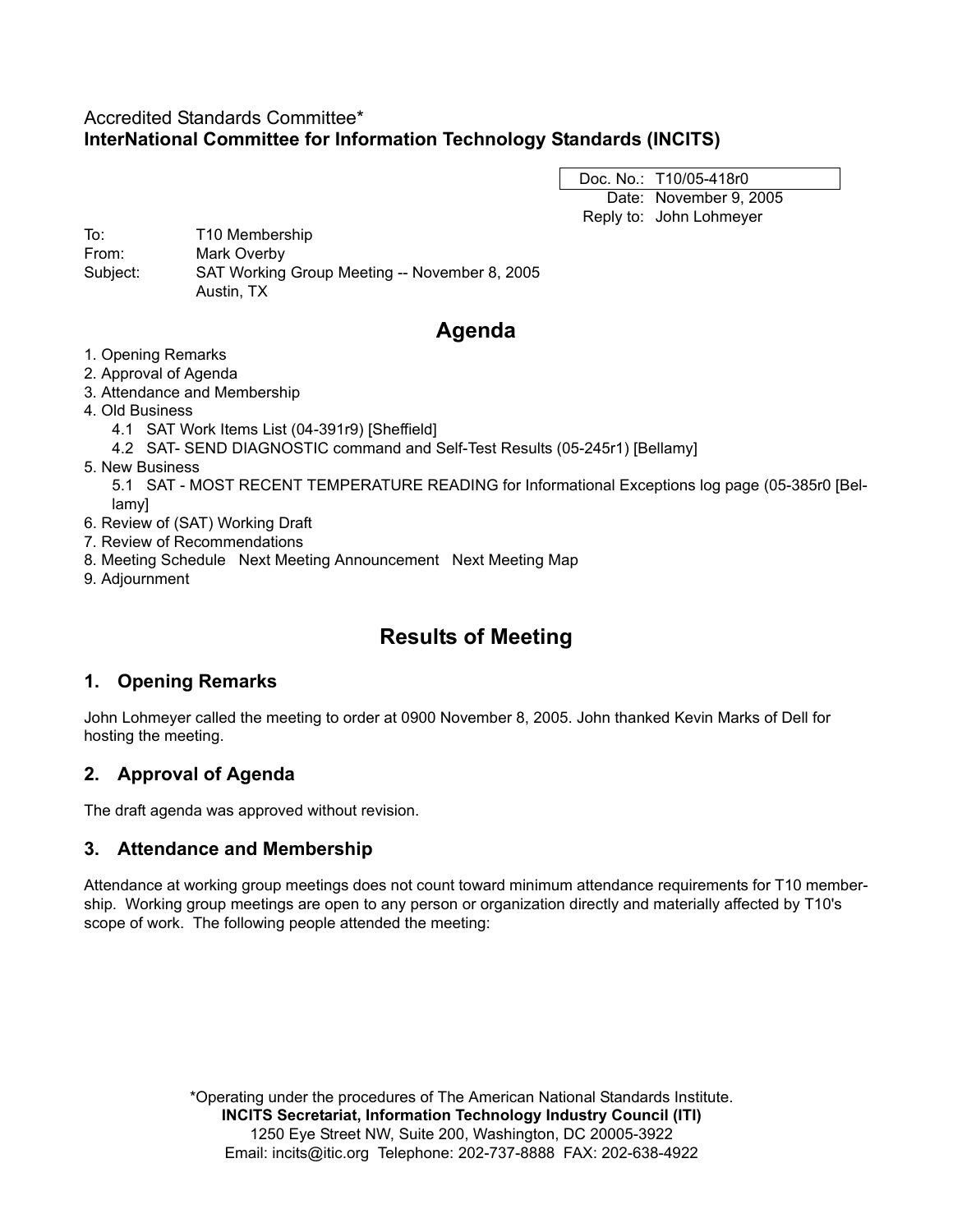Accredited Standards Committee*
**InterNational Committee for Information Technology Standards (INCITS)**

| Doc. No.: | T10/05-418r0 |
|---|---|
| Date: | November 9, 2005 |
| Reply to: | John Lohmeyer |

To: T10 Membership
From: Mark Overby
Subject: SAT Working Group Meeting -- November 8, 2005
Austin, TX

# Agenda

1. Opening Remarks
2. Approval of Agenda
3. Attendance and Membership
4. Old Business
   - 4.1 SAT Work Items List (04-391r9) [Sheffield]
   - 4.2 SAT- SEND DIAGNOSTIC command and Self-Test Results (05-245r1) [Bellamy]
5. New Business
   - 5.1 SAT - MOST RECENT TEMPERATURE READING for Informational Exceptions log page (05-385r0 [Bellamy]
6. Review of (SAT) Working Draft
7. Review of Recommendations
8. Meeting Schedule Next Meeting Announcement Next Meeting Map
9. Adjournment

# Results of Meeting

## 1. Opening Remarks

John Lohmeyer called the meeting to order at 0900 November 8, 2005. John thanked Kevin Marks of Dell for hosting the meeting.

## 2. Approval of Agenda

The draft agenda was approved without revision.

## 3. Attendance and Membership

Attendance at working group meetings does not count toward minimum attendance requirements for T10 membership. Working group meetings are open to any person or organization directly and materially affected by T10's scope of work. The following people attended the meeting:

*Operating under the procedures of The American National Standards Institute.
**INCITS Secretariat, Information Technology Industry Council (ITI)**
1250 Eye Street NW, Suite 200, Washington, DC 20005-3922
Email: incits@itic.org Telephone: 202-737-8888 FAX: 202-638-4922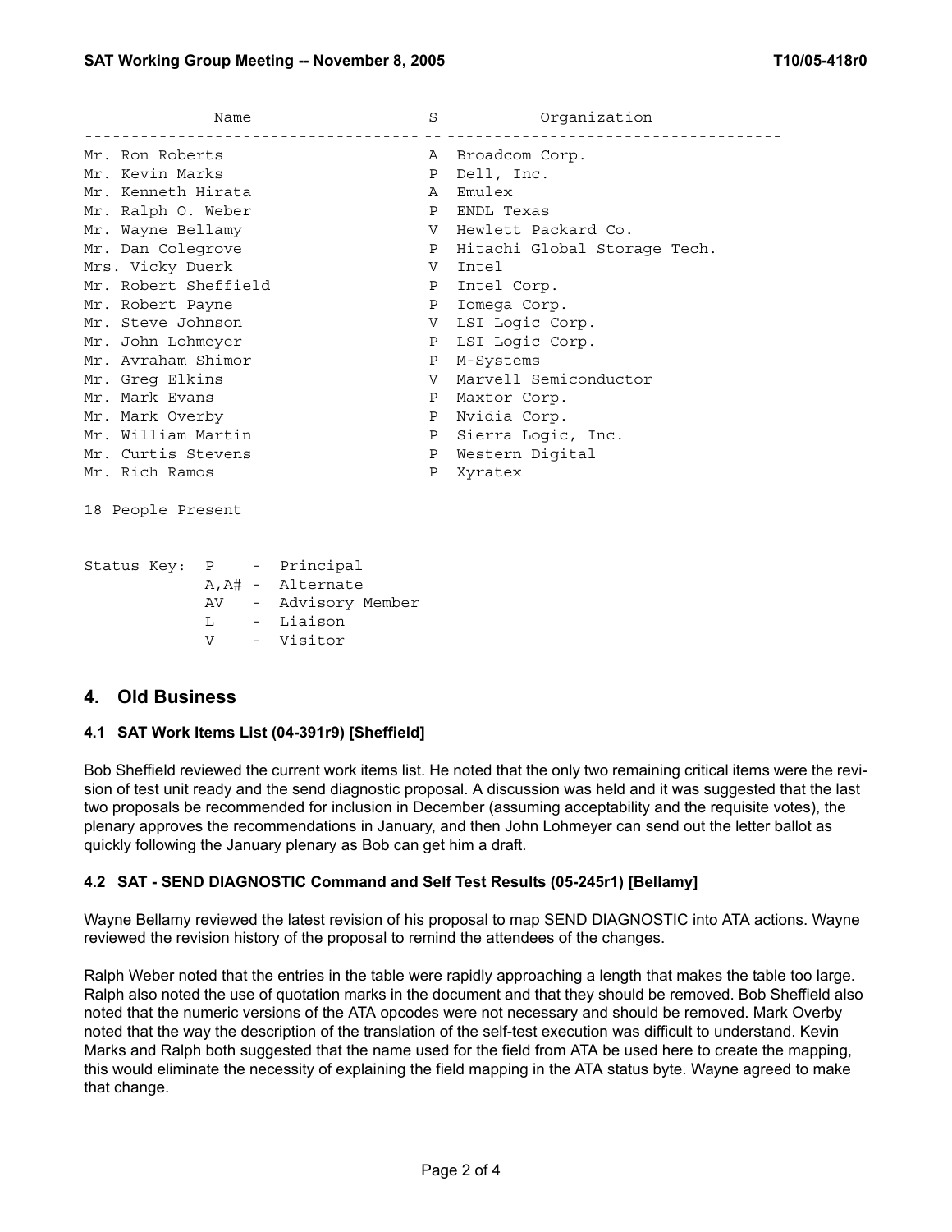| Name | S | Organization |
|---|---|---|
| Mr. Ron Roberts | A | Broadcom Corp. |
| Mr. Kevin Marks | P | Dell, Inc. |
| Mr. Kenneth Hirata | A | Emulex |
| Mr. Ralph O. Weber | P | ENDL Texas |
| Mr. Wayne Bellamy | V | Hewlett Packard Co. |
| Mr. Dan Colegrove | P | Hitachi Global Storage Tech. |
| Mrs. Vicky Duerk | V | Intel |
| Mr. Robert Sheffield | P | Intel Corp. |
| Mr. Robert Payne | P | Iomega Corp. |
| Mr. Steve Johnson | V | LSI Logic Corp. |
| Mr. John Lohmeyer | P | LSI Logic Corp. |
| Mr. Avraham Shimor | P | M-Systems |
| Mr. Greg Elkins | V | Marvell Semiconductor |
| Mr. Mark Evans | P | Maxtor Corp. |
| Mr. Mark Overby | P | Nvidia Corp. |
| Mr. William Martin | P | Sierra Logic, Inc. |
| Mr. Curtis Stevens | P | Western Digital |
| Mr. Rich Ramos | P | Xyratex |

18 People Present

```
Status Key:  P    -  Principal
             A,A# -  Alternate
             AV   -  Advisory Member
             L    -  Liaison
             V    -  Visitor
```

## 4. Old Business

### 4.1 SAT Work Items List (04-391r9) [Sheffield]

Bob Sheffield reviewed the current work items list. He noted that the only two remaining critical items were the revision of test unit ready and the send diagnostic proposal. A discussion was held and it was suggested that the last two proposals be recommended for inclusion in December (assuming acceptability and the requisite votes), the plenary approves the recommendations in January, and then John Lohmeyer can send out the letter ballot as quickly following the January plenary as Bob can get him a draft.

### 4.2 SAT - SEND DIAGNOSTIC Command and Self Test Results (05-245r1) [Bellamy]

Wayne Bellamy reviewed the latest revision of his proposal to map SEND DIAGNOSTIC into ATA actions. Wayne reviewed the revision history of the proposal to remind the attendees of the changes.

Ralph Weber noted that the entries in the table were rapidly approaching a length that makes the table too large. Ralph also noted the use of quotation marks in the document and that they should be removed. Bob Sheffield also noted that the numeric versions of the ATA opcodes were not necessary and should be removed. Mark Overby noted that the way the description of the translation of the self-test execution was difficult to understand. Kevin Marks and Ralph both suggested that the name used for the field from ATA be used here to create the mapping, this would eliminate the necessity of explaining the field mapping in the ATA status byte. Wayne agreed to make that change.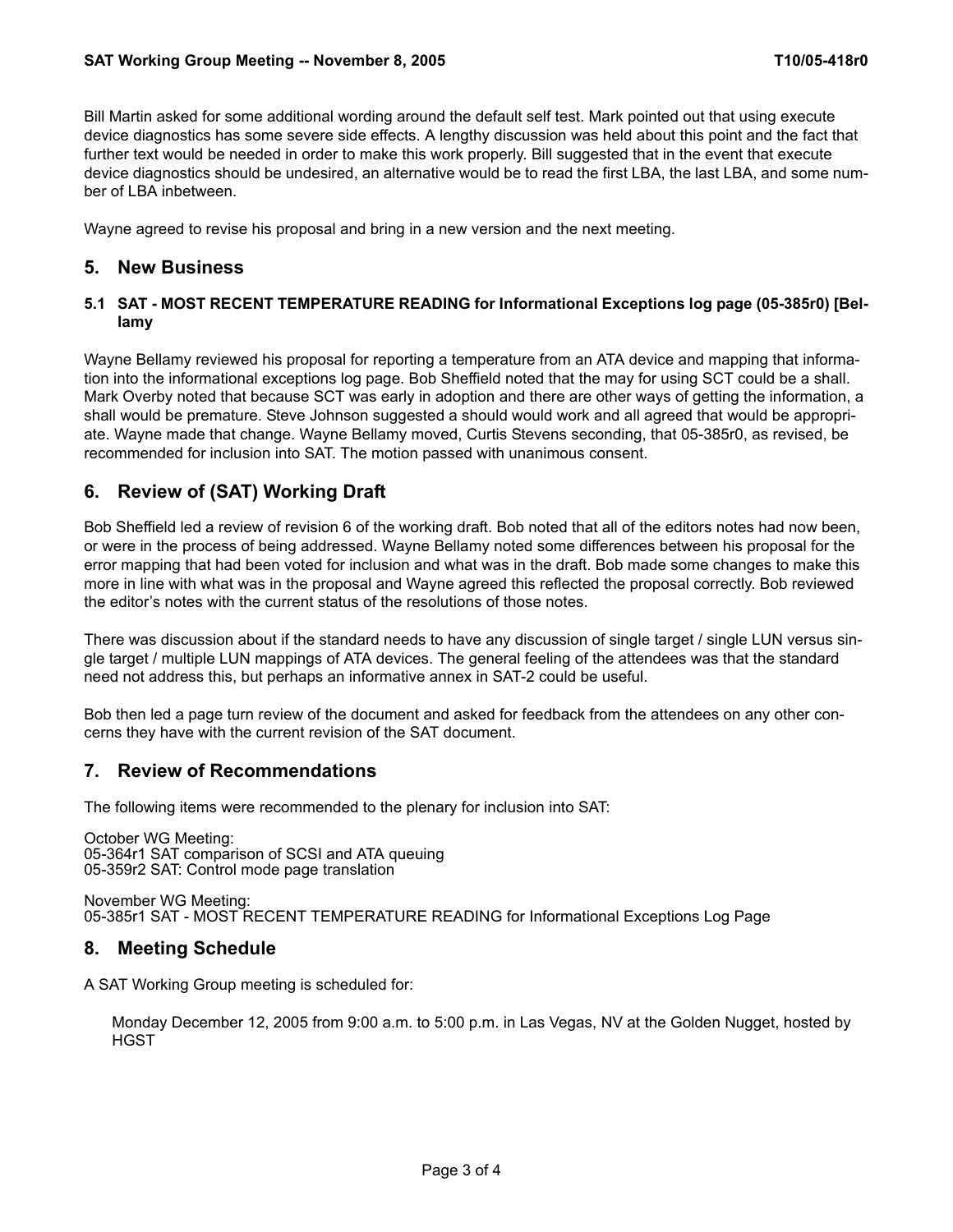Bill Martin asked for some additional wording around the default self test. Mark pointed out that using execute device diagnostics has some severe side effects. A lengthy discussion was held about this point and the fact that further text would be needed in order to make this work properly. Bill suggested that in the event that execute device diagnostics should be undesired, an alternative would be to read the first LBA, the last LBA, and some number of LBA inbetween.

Wayne agreed to revise his proposal and bring in a new version and the next meeting.

## 5. New Business

### 5.1 SAT - MOST RECENT TEMPERATURE READING for Informational Exceptions log page (05-385r0) [Bellamy

Wayne Bellamy reviewed his proposal for reporting a temperature from an ATA device and mapping that information into the informational exceptions log page. Bob Sheffield noted that the may for using SCT could be a shall. Mark Overby noted that because SCT was early in adoption and there are other ways of getting the information, a shall would be premature. Steve Johnson suggested a should would work and all agreed that would be appropriate. Wayne made that change. Wayne Bellamy moved, Curtis Stevens seconding, that 05-385r0, as revised, be recommended for inclusion into SAT. The motion passed with unanimous consent.

## 6. Review of (SAT) Working Draft

Bob Sheffield led a review of revision 6 of the working draft. Bob noted that all of the editors notes had now been, or were in the process of being addressed. Wayne Bellamy noted some differences between his proposal for the error mapping that had been voted for inclusion and what was in the draft. Bob made some changes to make this more in line with what was in the proposal and Wayne agreed this reflected the proposal correctly. Bob reviewed the editor's notes with the current status of the resolutions of those notes.

There was discussion about if the standard needs to have any discussion of single target / single LUN versus single target / multiple LUN mappings of ATA devices. The general feeling of the attendees was that the standard need not address this, but perhaps an informative annex in SAT-2 could be useful.

Bob then led a page turn review of the document and asked for feedback from the attendees on any other concerns they have with the current revision of the SAT document.

## 7. Review of Recommendations

The following items were recommended to the plenary for inclusion into SAT:

October WG Meeting:
05-364r1 SAT comparison of SCSI and ATA queuing
05-359r2 SAT: Control mode page translation

November WG Meeting:
05-385r1 SAT - MOST RECENT TEMPERATURE READING for Informational Exceptions Log Page

## 8. Meeting Schedule

A SAT Working Group meeting is scheduled for:

> Monday December 12, 2005 from 9:00 a.m. to 5:00 p.m. in Las Vegas, NV at the Golden Nugget, hosted by HGST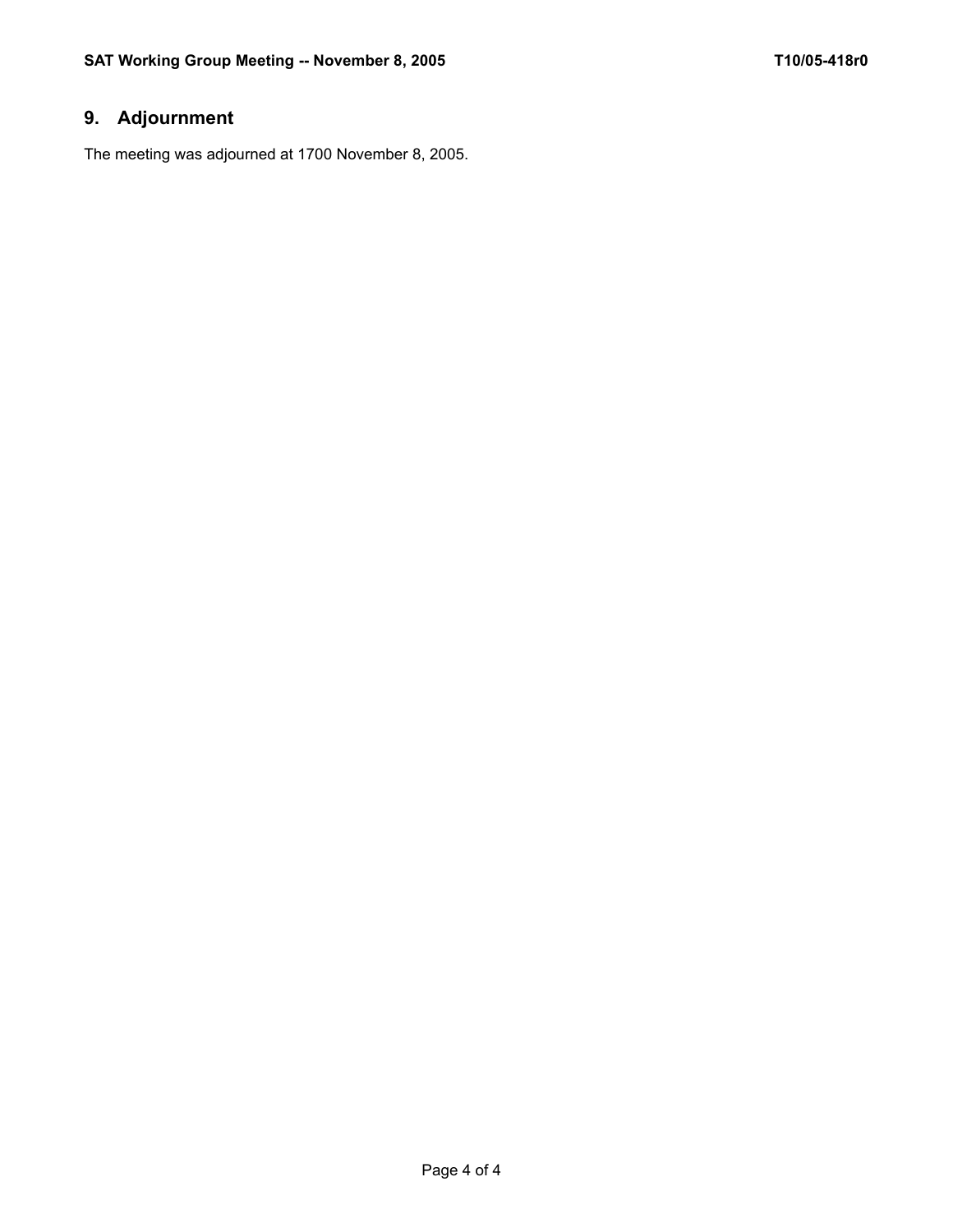## 9. Adjournment

The meeting was adjourned at 1700 November 8, 2005.